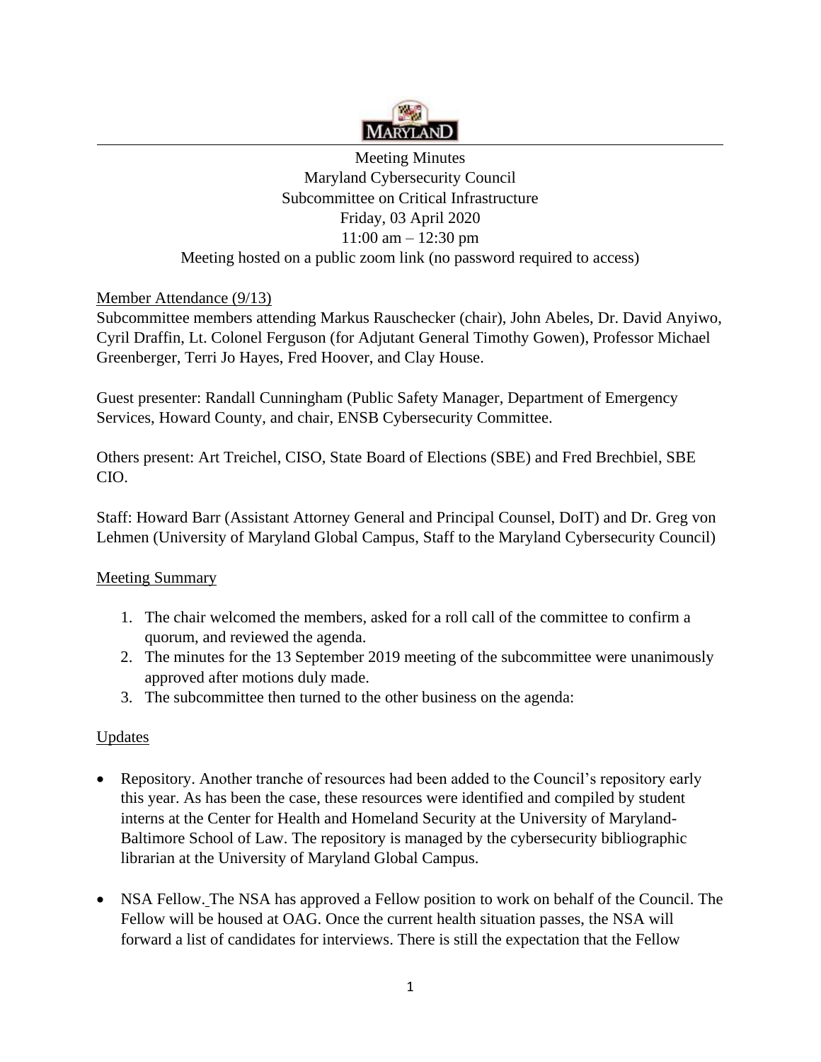Meeting Minutes
Maryland Cybersecurity Council
Subcommittee on Critical Infrastructure
Friday, 03 April 2020
11:00 am – 12:30 pm
Meeting hosted on a public zoom link (no password required to access)

Member Attendance (9/13)

Subcommittee members attending Markus Rauschecker (chair), John Abeles, Dr. David Anyiwo, Cyril Draffin, Lt. Colonel Ferguson (for Adjutant General Timothy Gowen), Professor Michael Greenberger, Terri Jo Hayes, Fred Hoover, and Clay House.

Guest presenter: Randall Cunningham (Public Safety Manager, Department of Emergency Services, Howard County, and chair, ENSB Cybersecurity Committee.

Others present: Art Treichel, CISO, State Board of Elections (SBE) and Fred Brechbiel, SBE CIO.

Staff: Howard Barr (Assistant Attorney General and Principal Counsel, DoIT) and Dr. Greg von Lehmen (University of Maryland Global Campus, Staff to the Maryland Cybersecurity Council)

Meeting Summary

1. The chair welcomed the members, asked for a roll call of the committee to confirm a quorum, and reviewed the agenda.
2. The minutes for the 13 September 2019 meeting of the subcommittee were unanimously approved after motions duly made.
3. The subcommittee then turned to the other business on the agenda:

Updates

- Repository. Another tranche of resources had been added to the Council's repository early this year. As has been the case, these resources were identified and compiled by student interns at the Center for Health and Homeland Security at the University of Maryland-Baltimore School of Law. The repository is managed by the cybersecurity bibliographic librarian at the University of Maryland Global Campus.

- NSA Fellow. The NSA has approved a Fellow position to work on behalf of the Council. The Fellow will be housed at OAG. Once the current health situation passes, the NSA will forward a list of candidates for interviews. There is still the expectation that the Fellow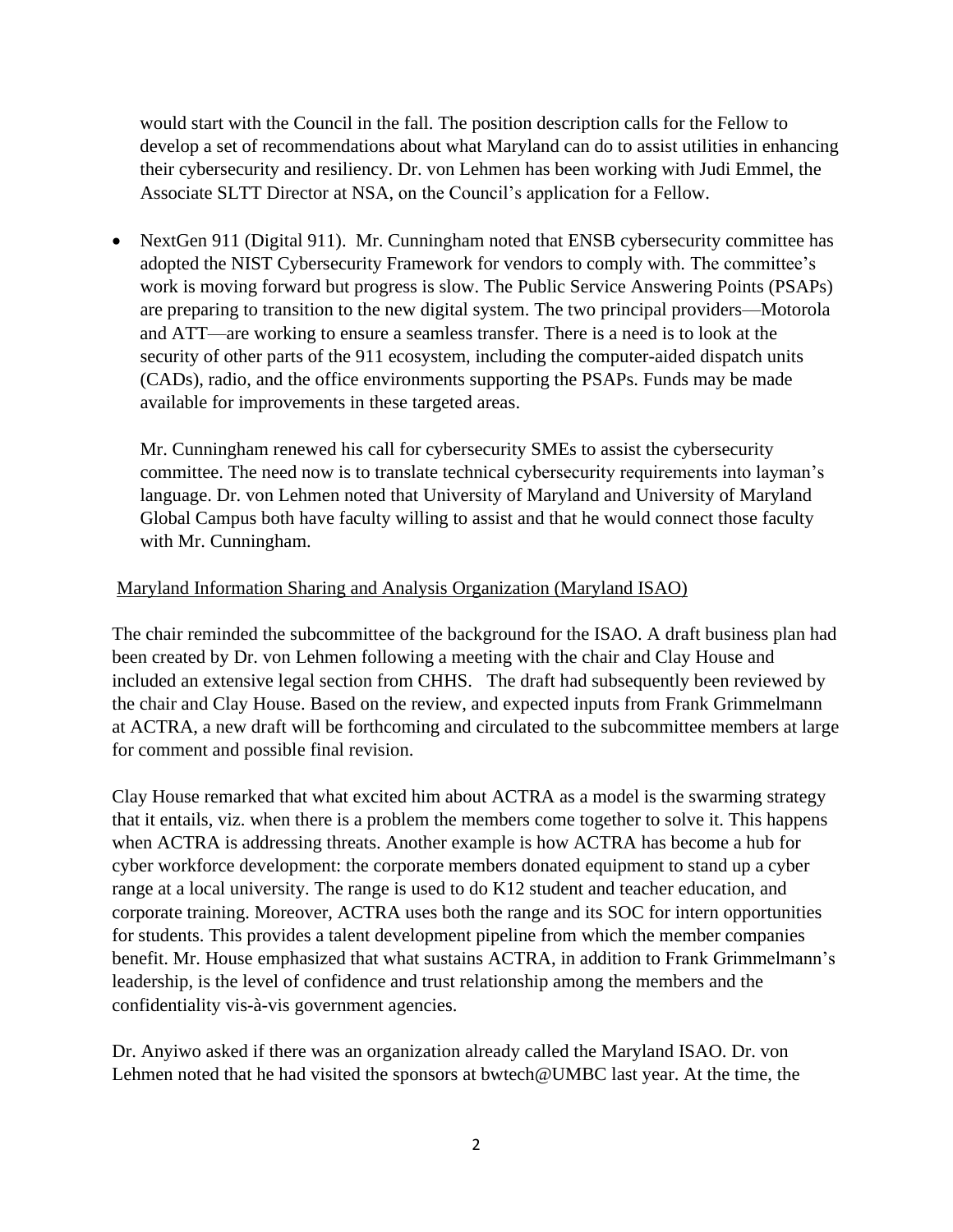would start with the Council in the fall. The position description calls for the Fellow to develop a set of recommendations about what Maryland can do to assist utilities in enhancing their cybersecurity and resiliency. Dr. von Lehmen has been working with Judi Emmel, the Associate SLTT Director at NSA, on the Council's application for a Fellow.

- NextGen 911 (Digital 911). Mr. Cunningham noted that ENSB cybersecurity committee has adopted the NIST Cybersecurity Framework for vendors to comply with. The committee's work is moving forward but progress is slow. The Public Service Answering Points (PSAPs) are preparing to transition to the new digital system. The two principal providers—Motorola and ATT—are working to ensure a seamless transfer. There is a need is to look at the security of other parts of the 911 ecosystem, including the computer-aided dispatch units (CADs), radio, and the office environments supporting the PSAPs. Funds may be made available for improvements in these targeted areas.

  Mr. Cunningham renewed his call for cybersecurity SMEs to assist the cybersecurity committee. The need now is to translate technical cybersecurity requirements into layman's language. Dr. von Lehmen noted that University of Maryland and University of Maryland Global Campus both have faculty willing to assist and that he would connect those faculty with Mr. Cunningham.

<u>Maryland Information Sharing and Analysis Organization (Maryland ISAO)</u>

The chair reminded the subcommittee of the background for the ISAO. A draft business plan had been created by Dr. von Lehmen following a meeting with the chair and Clay House and included an extensive legal section from CHHS. The draft had subsequently been reviewed by the chair and Clay House. Based on the review, and expected inputs from Frank Grimmelmann at ACTRA, a new draft will be forthcoming and circulated to the subcommittee members at large for comment and possible final revision.

Clay House remarked that what excited him about ACTRA as a model is the swarming strategy that it entails, viz. when there is a problem the members come together to solve it. This happens when ACTRA is addressing threats. Another example is how ACTRA has become a hub for cyber workforce development: the corporate members donated equipment to stand up a cyber range at a local university. The range is used to do K12 student and teacher education, and corporate training. Moreover, ACTRA uses both the range and its SOC for intern opportunities for students. This provides a talent development pipeline from which the member companies benefit. Mr. House emphasized that what sustains ACTRA, in addition to Frank Grimmelmann's leadership, is the level of confidence and trust relationship among the members and the confidentiality vis-à-vis government agencies.

Dr. Anyiwo asked if there was an organization already called the Maryland ISAO. Dr. von Lehmen noted that he had visited the sponsors at bwtech@UMBC last year. At the time, the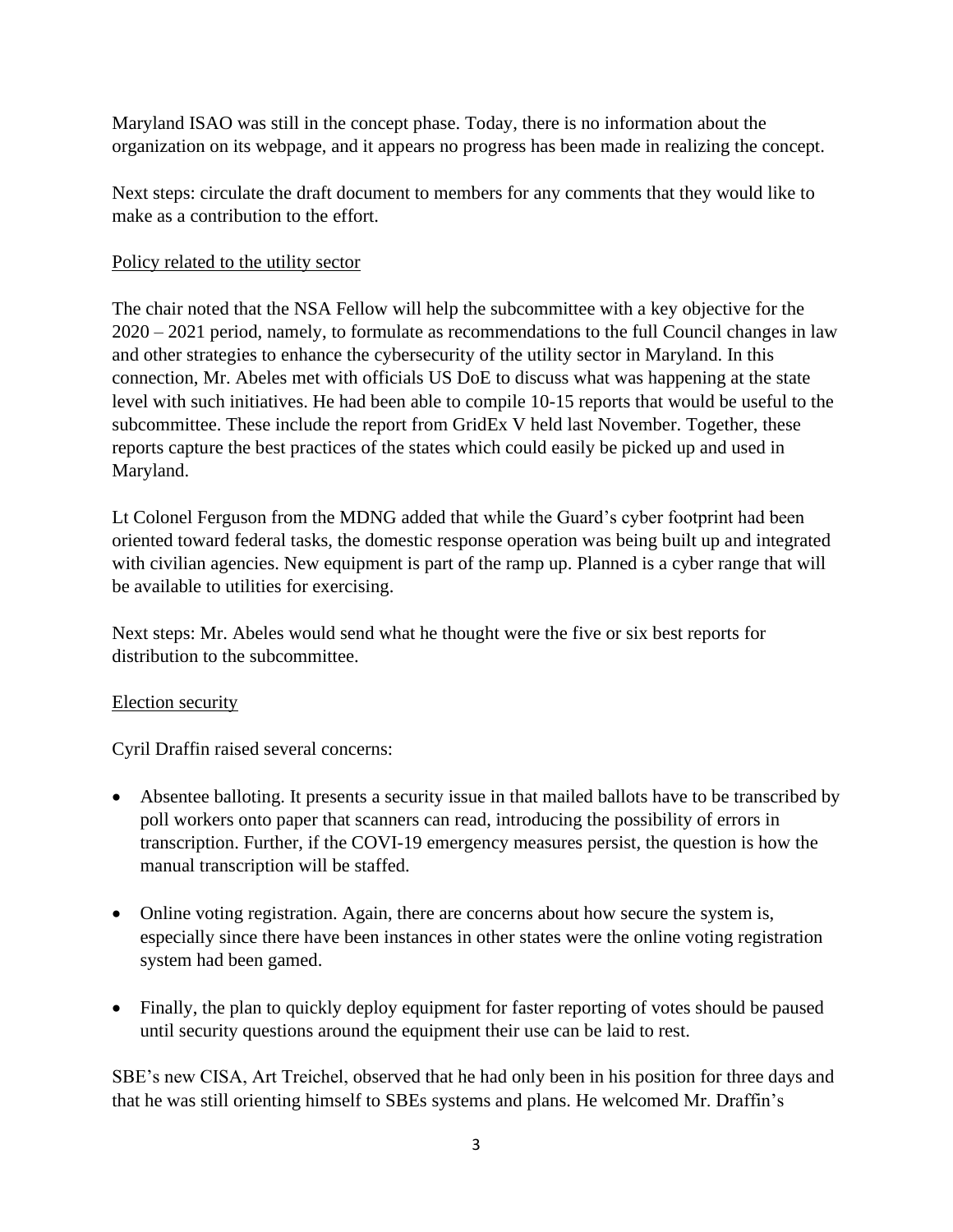Maryland ISAO was still in the concept phase. Today, there is no information about the organization on its webpage, and it appears no progress has been made in realizing the concept.

Next steps: circulate the draft document to members for any comments that they would like to make as a contribution to the effort.

<u>Policy related to the utility sector</u>

The chair noted that the NSA Fellow will help the subcommittee with a key objective for the 2020 – 2021 period, namely, to formulate as recommendations to the full Council changes in law and other strategies to enhance the cybersecurity of the utility sector in Maryland. In this connection, Mr. Abeles met with officials US DoE to discuss what was happening at the state level with such initiatives. He had been able to compile 10-15 reports that would be useful to the subcommittee. These include the report from GridEx V held last November. Together, these reports capture the best practices of the states which could easily be picked up and used in Maryland.

Lt Colonel Ferguson from the MDNG added that while the Guard's cyber footprint had been oriented toward federal tasks, the domestic response operation was being built up and integrated with civilian agencies. New equipment is part of the ramp up. Planned is a cyber range that will be available to utilities for exercising.

Next steps: Mr. Abeles would send what he thought were the five or six best reports for distribution to the subcommittee.

<u>Election security</u>

Cyril Draffin raised several concerns:

- Absentee balloting. It presents a security issue in that mailed ballots have to be transcribed by poll workers onto paper that scanners can read, introducing the possibility of errors in transcription. Further, if the COVI-19 emergency measures persist, the question is how the manual transcription will be staffed.

- Online voting registration. Again, there are concerns about how secure the system is, especially since there have been instances in other states were the online voting registration system had been gamed.

- Finally, the plan to quickly deploy equipment for faster reporting of votes should be paused until security questions around the equipment their use can be laid to rest.

SBE's new CISA, Art Treichel, observed that he had only been in his position for three days and that he was still orienting himself to SBEs systems and plans. He welcomed Mr. Draffin's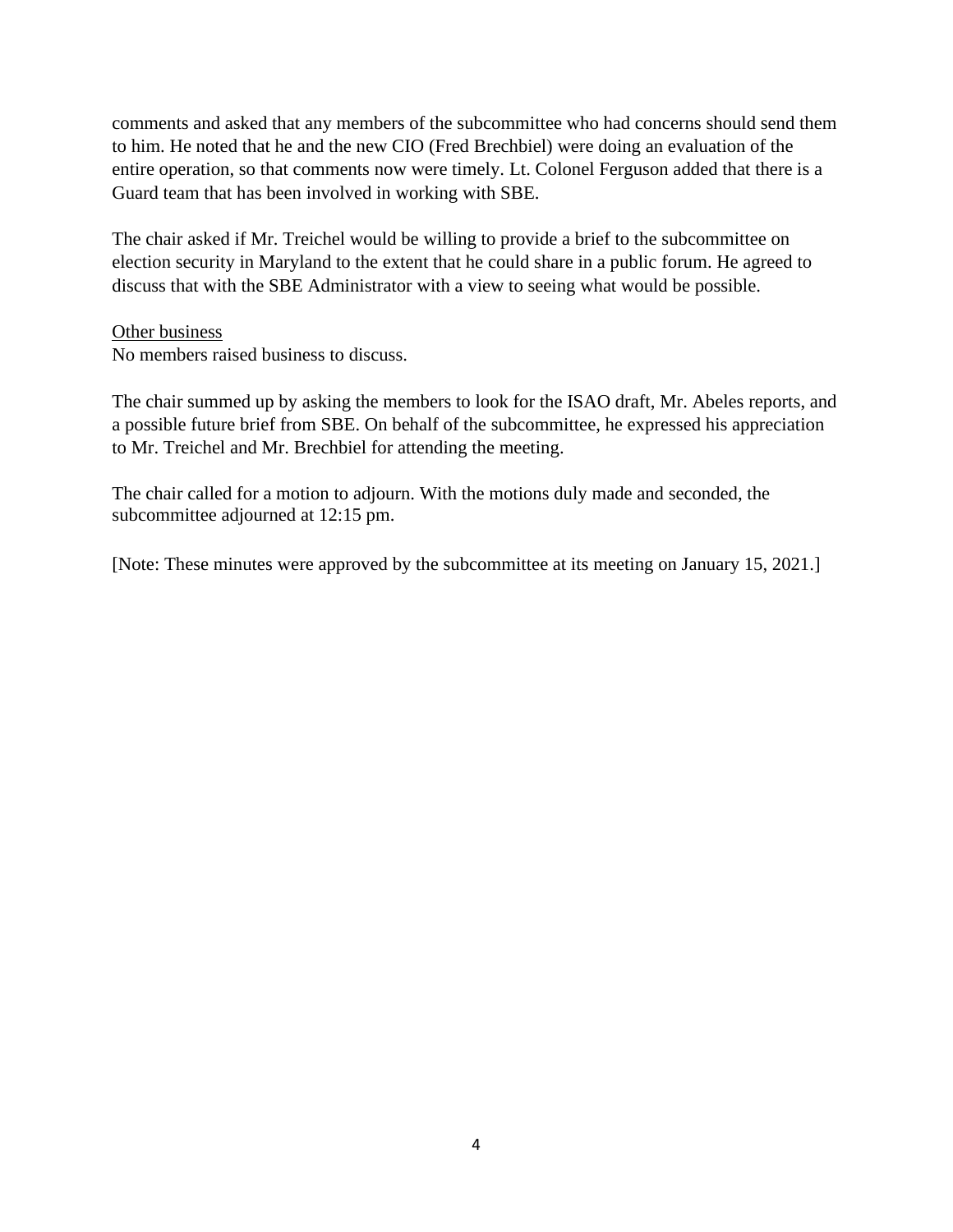comments and asked that any members of the subcommittee who had concerns should send them to him. He noted that he and the new CIO (Fred Brechbiel) were doing an evaluation of the entire operation, so that comments now were timely. Lt. Colonel Ferguson added that there is a Guard team that has been involved in working with SBE.

The chair asked if Mr. Treichel would be willing to provide a brief to the subcommittee on election security in Maryland to the extent that he could share in a public forum. He agreed to discuss that with the SBE Administrator with a view to seeing what would be possible.

<u>Other business</u>
No members raised business to discuss.

The chair summed up by asking the members to look for the ISAO draft, Mr. Abeles reports, and a possible future brief from SBE. On behalf of the subcommittee, he expressed his appreciation to Mr. Treichel and Mr. Brechbiel for attending the meeting.

The chair called for a motion to adjourn. With the motions duly made and seconded, the subcommittee adjourned at 12:15 pm.

[Note: These minutes were approved by the subcommittee at its meeting on January 15, 2021.]